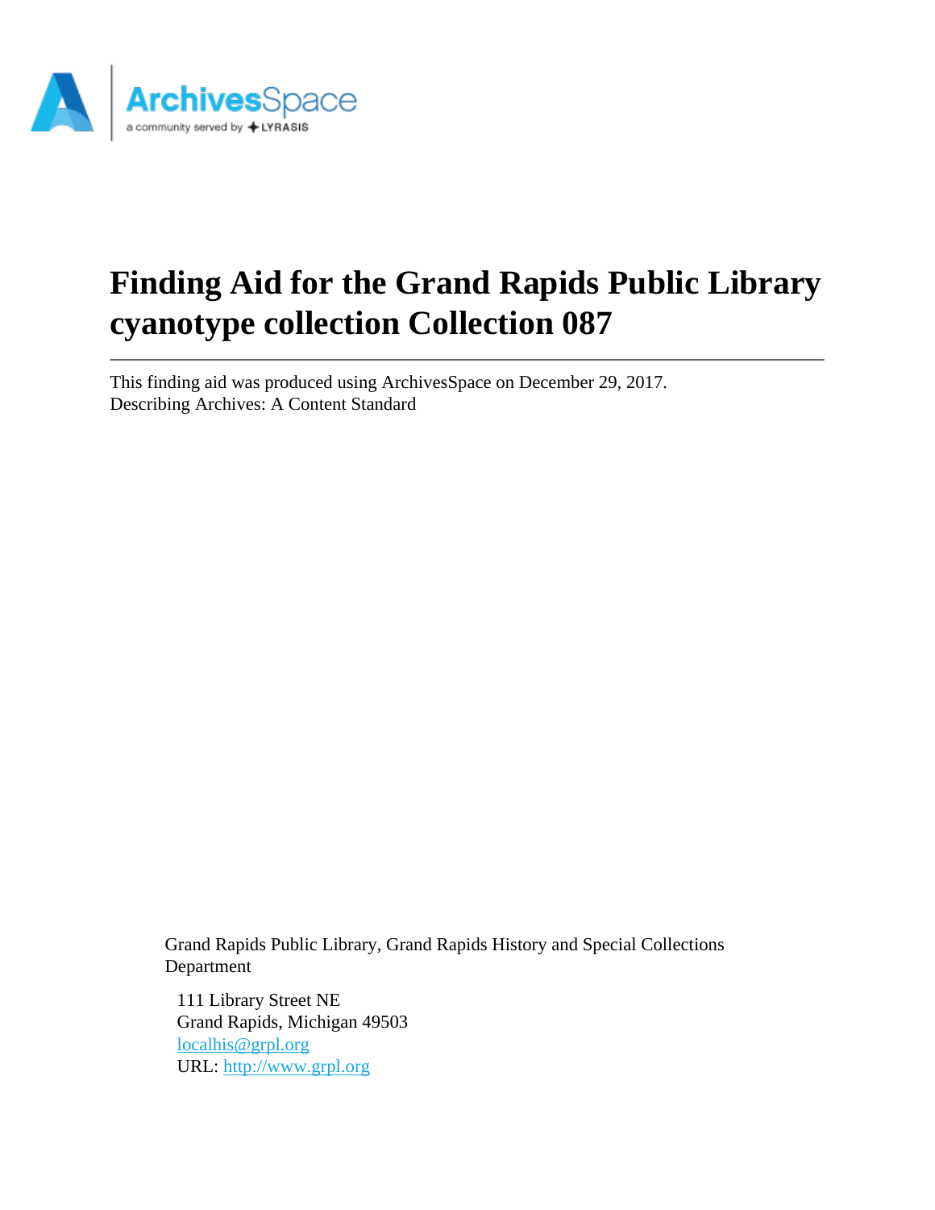# Finding Aid for the Grand Rapids Public Library cyanotype collection Collection 087

This finding aid was produced using ArchivesSpace on December 29, 2017.
Describing Archives: A Content Standard

Grand Rapids Public Library, Grand Rapids History and Special Collections Department

111 Library Street NE
Grand Rapids, Michigan 49503
localhis@grpl.org
URL: http://www.grpl.org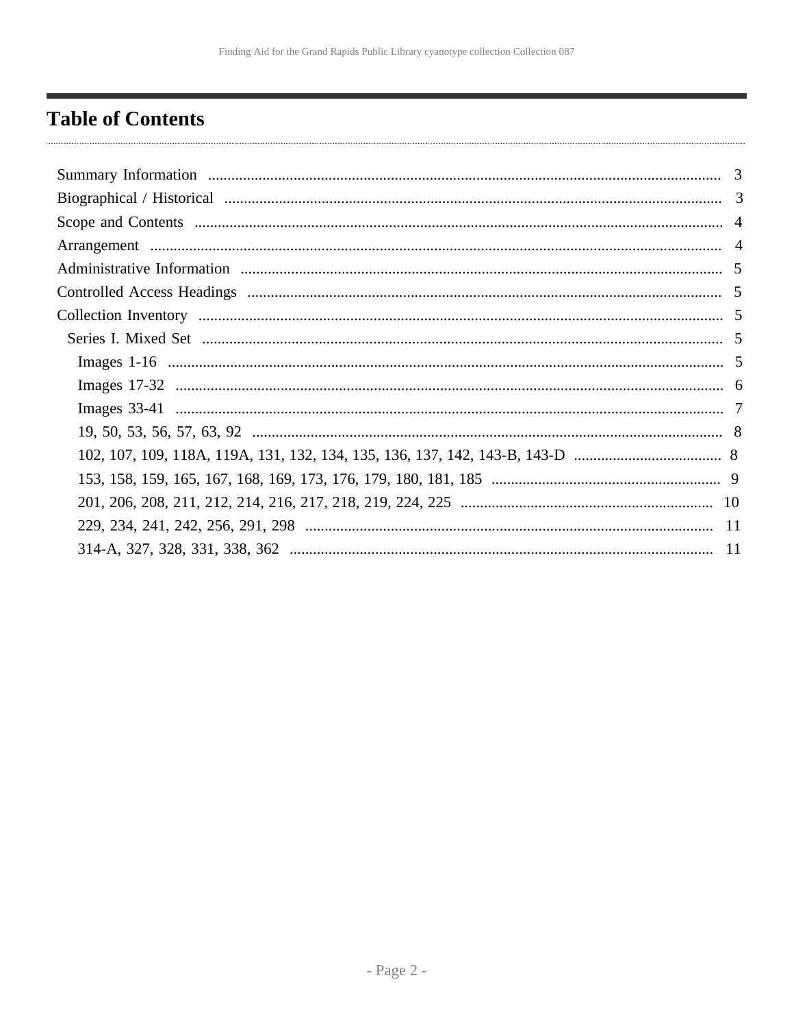# Table of Contents

- Summary Information ... 3
- Biographical / Historical ... 3
- Scope and Contents ... 4
- Arrangement ... 4
- Administrative Information ... 5
- Controlled Access Headings ... 5
- Collection Inventory ... 5
  - Series I. Mixed Set ... 5
    - Images 1-16 ... 5
    - Images 17-32 ... 6
    - Images 33-41 ... 7
    - 19, 50, 53, 56, 57, 63, 92 ... 8
    - 102, 107, 109, 118A, 119A, 131, 132, 134, 135, 136, 137, 142, 143-B, 143-D ... 8
    - 153, 158, 159, 165, 167, 168, 169, 173, 176, 179, 180, 181, 185 ... 9
    - 201, 206, 208, 211, 212, 214, 216, 217, 218, 219, 224, 225 ... 10
    - 229, 234, 241, 242, 256, 291, 298 ... 11
    - 314-A, 327, 328, 331, 338, 362 ... 11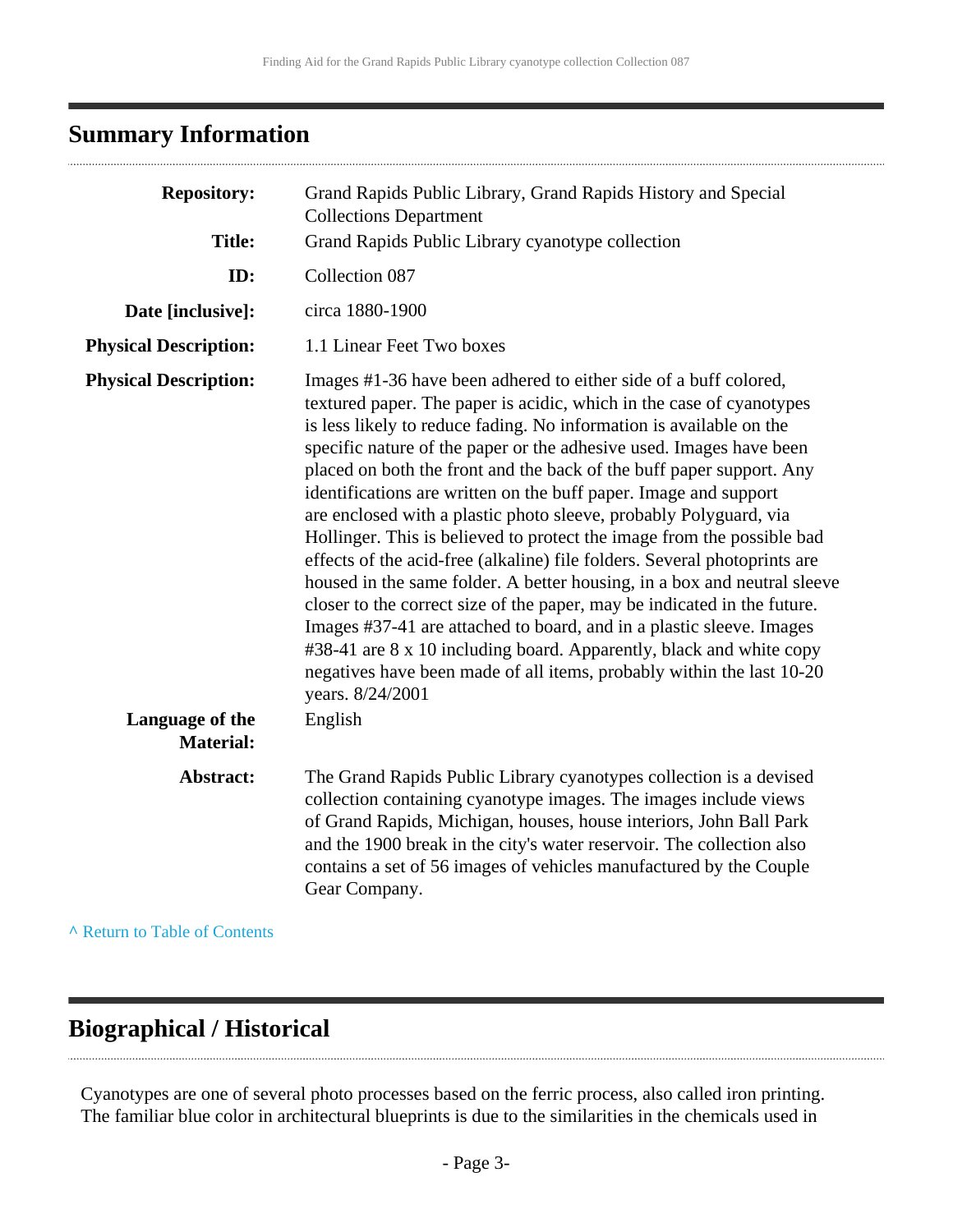## Summary Information

| | |
|---|---|
| **Repository:** | Grand Rapids Public Library, Grand Rapids History and Special Collections Department |
| **Title:** | Grand Rapids Public Library cyanotype collection |
| **ID:** | Collection 087 |
| **Date [inclusive]:** | circa 1880-1900 |
| **Physical Description:** | 1.1 Linear Feet Two boxes |
| **Physical Description:** | Images #1-36 have been adhered to either side of a buff colored, textured paper. The paper is acidic, which in the case of cyanotypes is less likely to reduce fading. No information is available on the specific nature of the paper or the adhesive used. Images have been placed on both the front and the back of the buff paper support. Any identifications are written on the buff paper. Image and support are enclosed with a plastic photo sleeve, probably Polyguard, via Hollinger. This is believed to protect the image from the possible bad effects of the acid-free (alkaline) file folders. Several photoprints are housed in the same folder. A better housing, in a box and neutral sleeve closer to the correct size of the paper, may be indicated in the future. Images #37-41 are attached to board, and in a plastic sleeve. Images #38-41 are 8 x 10 including board. Apparently, black and white copy negatives have been made of all items, probably within the last 10-20 years. 8/24/2001 |
| **Language of the Material:** | English |
| **Abstract:** | The Grand Rapids Public Library cyanotypes collection is a devised collection containing cyanotype images. The images include views of Grand Rapids, Michigan, houses, house interiors, John Ball Park and the 1900 break in the city's water reservoir. The collection also contains a set of 56 images of vehicles manufactured by the Couple Gear Company. |

^ Return to Table of Contents

## Biographical / Historical

Cyanotypes are one of several photo processes based on the ferric process, also called iron printing. The familiar blue color in architectural blueprints is due to the similarities in the chemicals used in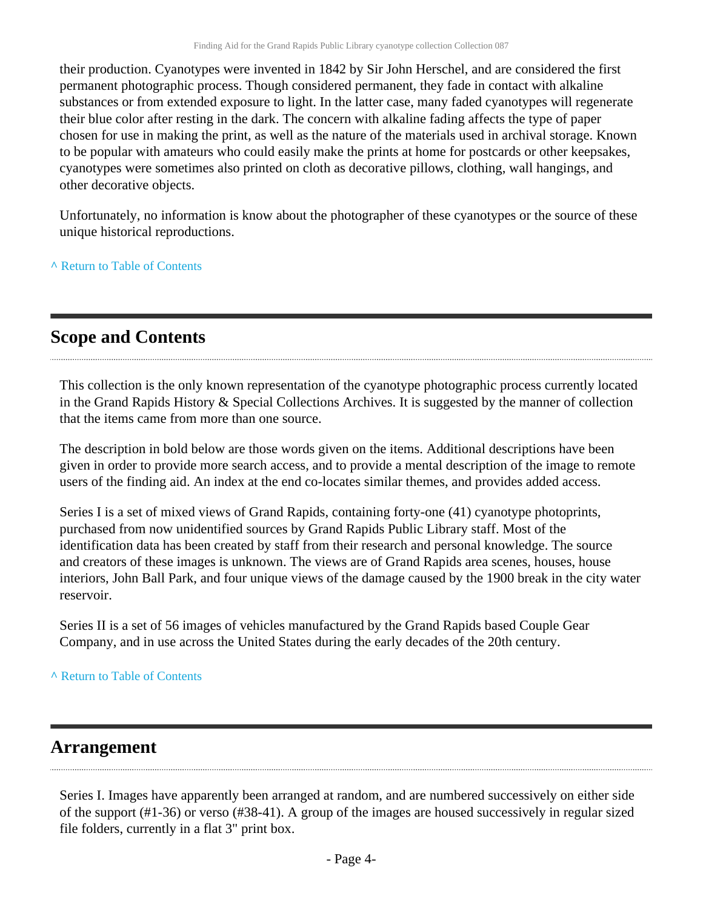their production. Cyanotypes were invented in 1842 by Sir John Herschel, and are considered the first permanent photographic process. Though considered permanent, they fade in contact with alkaline substances or from extended exposure to light. In the latter case, many faded cyanotypes will regenerate their blue color after resting in the dark. The concern with alkaline fading affects the type of paper chosen for use in making the print, as well as the nature of the materials used in archival storage. Known to be popular with amateurs who could easily make the prints at home for postcards or other keepsakes, cyanotypes were sometimes also printed on cloth as decorative pillows, clothing, wall hangings, and other decorative objects.

Unfortunately, no information is know about the photographer of these cyanotypes or the source of these unique historical reproductions.

^ Return to Table of Contents

## Scope and Contents

This collection is the only known representation of the cyanotype photographic process currently located in the Grand Rapids History & Special Collections Archives. It is suggested by the manner of collection that the items came from more than one source.

The description in bold below are those words given on the items. Additional descriptions have been given in order to provide more search access, and to provide a mental description of the image to remote users of the finding aid. An index at the end co-locates similar themes, and provides added access.

Series I is a set of mixed views of Grand Rapids, containing forty-one (41) cyanotype photoprints, purchased from now unidentified sources by Grand Rapids Public Library staff. Most of the identification data has been created by staff from their research and personal knowledge. The source and creators of these images is unknown. The views are of Grand Rapids area scenes, houses, house interiors, John Ball Park, and four unique views of the damage caused by the 1900 break in the city water reservoir.

Series II is a set of 56 images of vehicles manufactured by the Grand Rapids based Couple Gear Company, and in use across the United States during the early decades of the 20th century.

^ Return to Table of Contents

## Arrangement

Series I. Images have apparently been arranged at random, and are numbered successively on either side of the support (#1-36) or verso (#38-41). A group of the images are housed successively in regular sized file folders, currently in a flat 3" print box.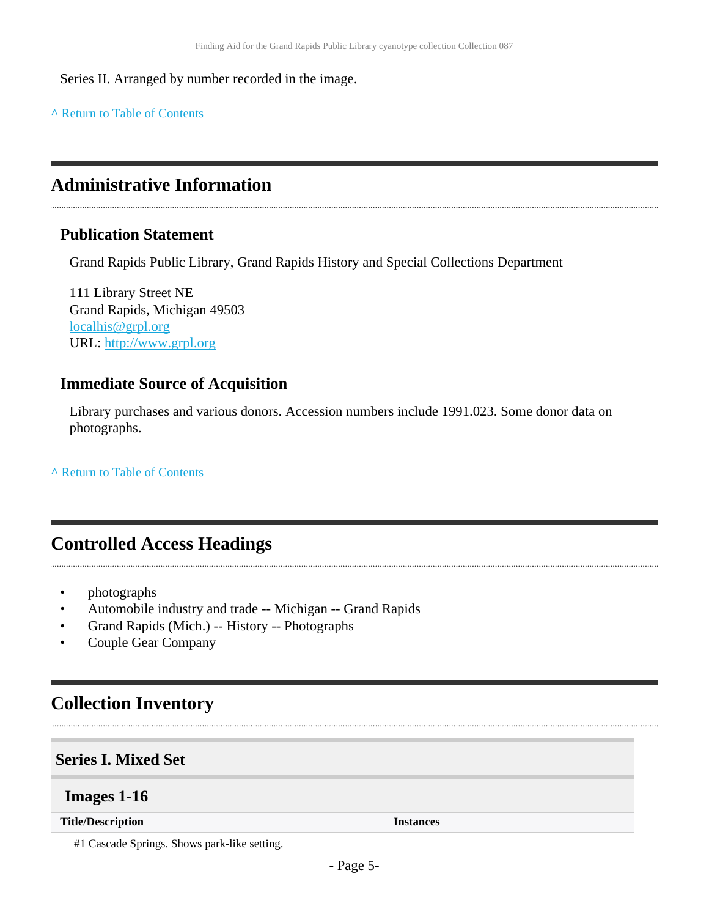Series II. Arranged by number recorded in the image.

^ Return to Table of Contents

## Administrative Information

### Publication Statement

Grand Rapids Public Library, Grand Rapids History and Special Collections Department

111 Library Street NE
Grand Rapids, Michigan 49503
localhis@grpl.org
URL: http://www.grpl.org

### Immediate Source of Acquisition

Library purchases and various donors. Accession numbers include 1991.023. Some donor data on photographs.

^ Return to Table of Contents

## Controlled Access Headings

- photographs
- Automobile industry and trade -- Michigan -- Grand Rapids
- Grand Rapids (Mich.) -- History -- Photographs
- Couple Gear Company

## Collection Inventory

### Series I. Mixed Set

#### Images 1-16

| Title/Description | Instances |
|---|---|
| #1 Cascade Springs. Shows park-like setting. | |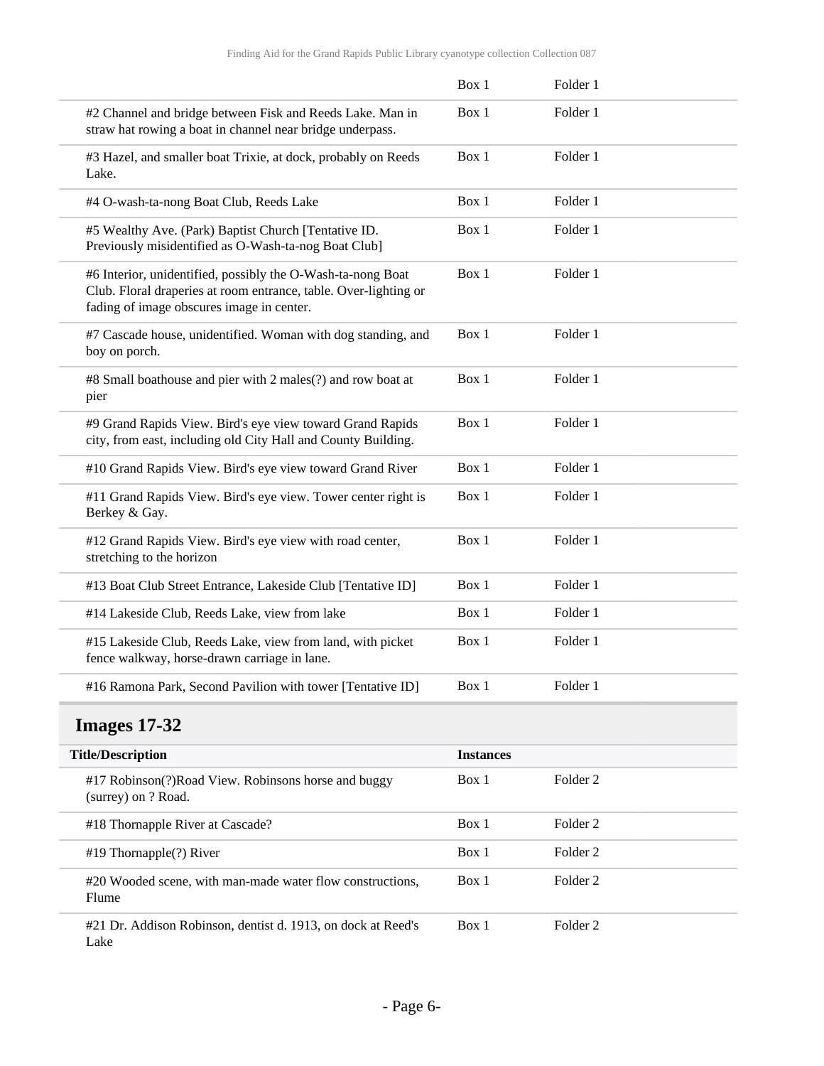| | | |
|---|---|---|
| | Box 1 | Folder 1 |
| #2 Channel and bridge between Fisk and Reeds Lake. Man in straw hat rowing a boat in channel near bridge underpass. | Box 1 | Folder 1 |
| #3 Hazel, and smaller boat Trixie, at dock, probably on Reeds Lake. | Box 1 | Folder 1 |
| #4 O-wash-ta-nong Boat Club, Reeds Lake | Box 1 | Folder 1 |
| #5 Wealthy Ave. (Park) Baptist Church [Tentative ID. Previously misidentified as O-Wash-ta-nog Boat Club] | Box 1 | Folder 1 |
| #6 Interior, unidentified, possibly the O-Wash-ta-nong Boat Club. Floral draperies at room entrance, table. Over-lighting or fading of image obscures image in center. | Box 1 | Folder 1 |
| #7 Cascade house, unidentified. Woman with dog standing, and boy on porch. | Box 1 | Folder 1 |
| #8 Small boathouse and pier with 2 males(?) and row boat at pier | Box 1 | Folder 1 |
| #9 Grand Rapids View. Bird's eye view toward Grand Rapids city, from east, including old City Hall and County Building. | Box 1 | Folder 1 |
| #10 Grand Rapids View. Bird's eye view toward Grand River | Box 1 | Folder 1 |
| #11 Grand Rapids View. Bird's eye view. Tower center right is Berkey & Gay. | Box 1 | Folder 1 |
| #12 Grand Rapids View. Bird's eye view with road center, stretching to the horizon | Box 1 | Folder 1 |
| #13 Boat Club Street Entrance, Lakeside Club [Tentative ID] | Box 1 | Folder 1 |
| #14 Lakeside Club, Reeds Lake, view from lake | Box 1 | Folder 1 |
| #15 Lakeside Club, Reeds Lake, view from land, with picket fence walkway, horse-drawn carriage in lane. | Box 1 | Folder 1 |
| #16 Ramona Park, Second Pavilion with tower [Tentative ID] | Box 1 | Folder 1 |

## Images 17-32

| Title/Description | Instances | |
|---|---|---|
| #17 Robinson(?)Road View. Robinsons horse and buggy (surrey) on ? Road. | Box 1 | Folder 2 |
| #18 Thornapple River at Cascade? | Box 1 | Folder 2 |
| #19 Thornapple(?) River | Box 1 | Folder 2 |
| #20 Wooded scene, with man-made water flow constructions, Flume | Box 1 | Folder 2 |
| #21 Dr. Addison Robinson, dentist d. 1913, on dock at Reed's Lake | Box 1 | Folder 2 |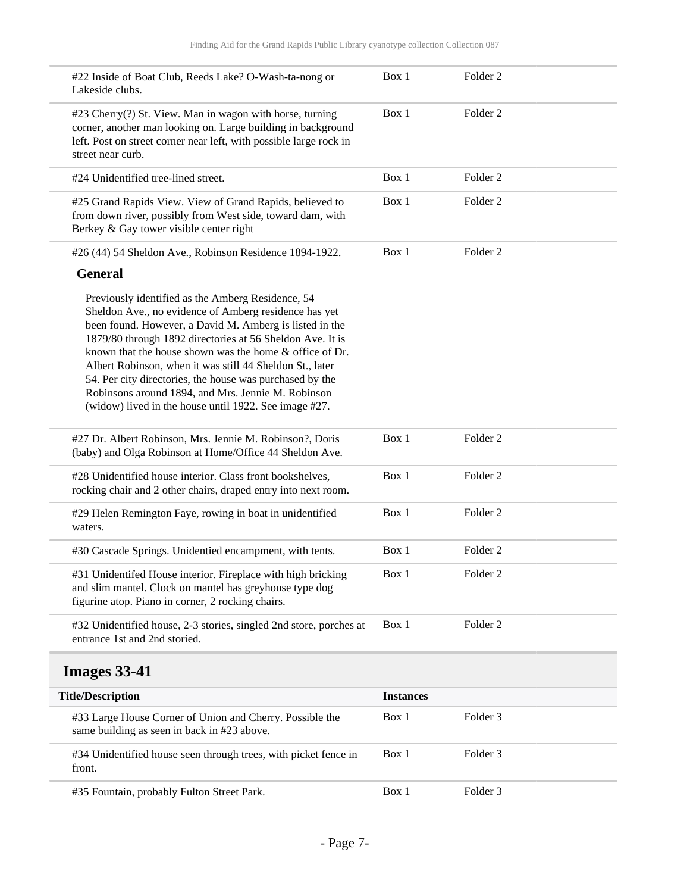| | | |
|---|---|---|
| #22 Inside of Boat Club, Reeds Lake? O-Wash-ta-nong or Lakeside clubs. | Box 1 | Folder 2 |
| #23 Cherry(?) St. View. Man in wagon with horse, turning corner, another man looking on. Large building in background left. Post on street corner near left, with possible large rock in street near curb. | Box 1 | Folder 2 |
| #24 Unidentified tree-lined street. | Box 1 | Folder 2 |
| #25 Grand Rapids View. View of Grand Rapids, believed to from down river, possibly from West side, toward dam, with Berkey & Gay tower visible center right | Box 1 | Folder 2 |
| #26 (44) 54 Sheldon Ave., Robinson Residence 1894-1922. | Box 1 | Folder 2 |

**General**

Previously identified as the Amberg Residence, 54 Sheldon Ave., no evidence of Amberg residence has yet been found. However, a David M. Amberg is listed in the 1879/80 through 1892 directories at 56 Sheldon Ave. It is known that the house shown was the home & office of Dr. Albert Robinson, when it was still 44 Sheldon St., later 54. Per city directories, the house was purchased by the Robinsons around 1894, and Mrs. Jennie M. Robinson (widow) lived in the house until 1922. See image #27.

| | | |
|---|---|---|
| #27 Dr. Albert Robinson, Mrs. Jennie M. Robinson?, Doris (baby) and Olga Robinson at Home/Office 44 Sheldon Ave. | Box 1 | Folder 2 |
| #28 Unidentified house interior. Class front bookshelves, rocking chair and 2 other chairs, draped entry into next room. | Box 1 | Folder 2 |
| #29 Helen Remington Faye, rowing in boat in unidentified waters. | Box 1 | Folder 2 |
| #30 Cascade Springs. Unidentied encampment, with tents. | Box 1 | Folder 2 |
| #31 Unidentifed House interior. Fireplace with high bricking and slim mantel. Clock on mantel has greyhouse type dog figurine atop. Piano in corner, 2 rocking chairs. | Box 1 | Folder 2 |
| #32 Unidentified house, 2-3 stories, singled 2nd store, porches at entrance 1st and 2nd storied. | Box 1 | Folder 2 |

## Images 33-41

| Title/Description | Instances | |
|---|---|---|
| #33 Large House Corner of Union and Cherry. Possible the same building as seen in back in #23 above. | Box 1 | Folder 3 |
| #34 Unidentified house seen through trees, with picket fence in front. | Box 1 | Folder 3 |
| #35 Fountain, probably Fulton Street Park. | Box 1 | Folder 3 |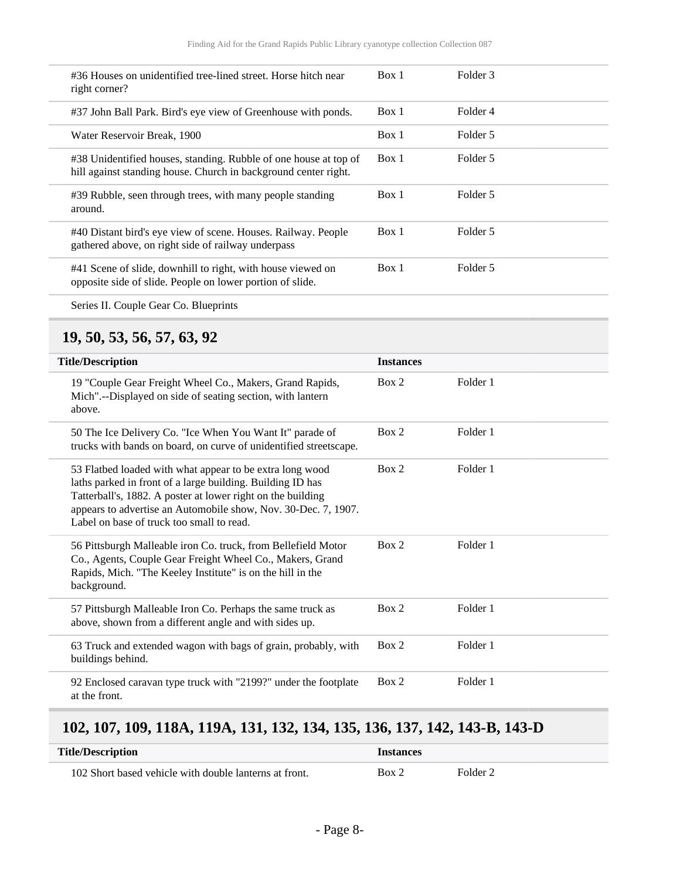| | | |
|---|---|---|
| #36 Houses on unidentified tree-lined street. Horse hitch near right corner? | Box 1 | Folder 3 |
| #37 John Ball Park. Bird's eye view of Greenhouse with ponds. | Box 1 | Folder 4 |
| Water Reservoir Break, 1900 | Box 1 | Folder 5 |
| #38 Unidentified houses, standing. Rubble of one house at top of hill against standing house. Church in background center right. | Box 1 | Folder 5 |
| #39 Rubble, seen through trees, with many people standing around. | Box 1 | Folder 5 |
| #40 Distant bird's eye view of scene. Houses. Railway. People gathered above, on right side of railway underpass | Box 1 | Folder 5 |
| #41 Scene of slide, downhill to right, with house viewed on opposite side of slide. People on lower portion of slide. | Box 1 | Folder 5 |

Series II. Couple Gear Co. Blueprints

## 19, 50, 53, 56, 57, 63, 92

| Title/Description | Instances | |
|---|---|---|
| 19 "Couple Gear Freight Wheel Co., Makers, Grand Rapids, Mich".--Displayed on side of seating section, with lantern above. | Box 2 | Folder 1 |
| 50 The Ice Delivery Co. "Ice When You Want It" parade of trucks with bands on board, on curve of unidentified streetscape. | Box 2 | Folder 1 |
| 53 Flatbed loaded with what appear to be extra long wood laths parked in front of a large building. Building ID has Tatterball's, 1882. A poster at lower right on the building appears to advertise an Automobile show, Nov. 30-Dec. 7, 1907. Label on base of truck too small to read. | Box 2 | Folder 1 |
| 56 Pittsburgh Malleable iron Co. truck, from Bellefield Motor Co., Agents, Couple Gear Freight Wheel Co., Makers, Grand Rapids, Mich. "The Keeley Institute" is on the hill in the background. | Box 2 | Folder 1 |
| 57 Pittsburgh Malleable Iron Co. Perhaps the same truck as above, shown from a different angle and with sides up. | Box 2 | Folder 1 |
| 63 Truck and extended wagon with bags of grain, probably, with buildings behind. | Box 2 | Folder 1 |
| 92 Enclosed caravan type truck with "2199?" under the footplate at the front. | Box 2 | Folder 1 |

## 102, 107, 109, 118A, 119A, 131, 132, 134, 135, 136, 137, 142, 143-B, 143-D

| Title/Description | Instances | |
|---|---|---|
| 102 Short based vehicle with double lanterns at front. | Box 2 | Folder 2 |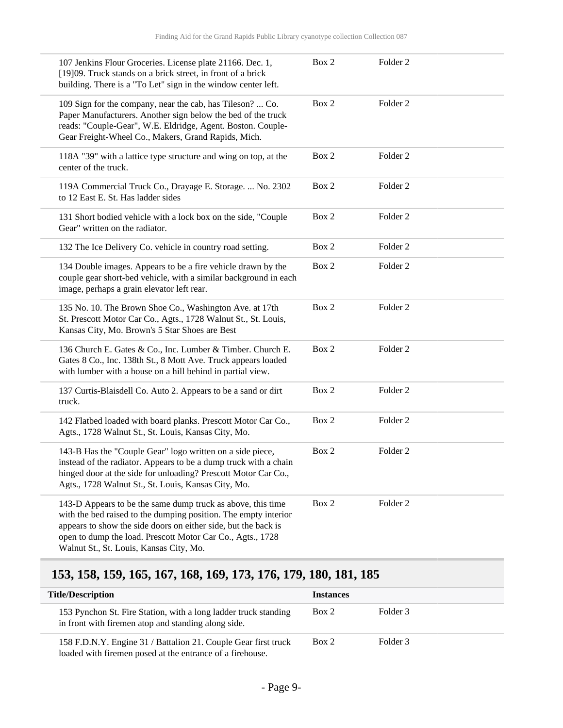| Title/Description | Instances | |
|---|---|---|
| 107 Jenkins Flour Groceries. License plate 21166. Dec. 1, [19]09. Truck stands on a brick street, in front of a brick building. There is a "To Let" sign in the window center left. | Box 2 | Folder 2 |
| 109 Sign for the company, near the cab, has Tileson? ... Co. Paper Manufacturers. Another sign below the bed of the truck reads: "Couple-Gear", W.E. Eldridge, Agent. Boston. Couple-Gear Freight-Wheel Co., Makers, Grand Rapids, Mich. | Box 2 | Folder 2 |
| 118A "39" with a lattice type structure and wing on top, at the center of the truck. | Box 2 | Folder 2 |
| 119A Commercial Truck Co., Drayage E. Storage. ... No. 2302 to 12 East E. St. Has ladder sides | Box 2 | Folder 2 |
| 131 Short bodied vehicle with a lock box on the side, "Couple Gear" written on the radiator. | Box 2 | Folder 2 |
| 132 The Ice Delivery Co. vehicle in country road setting. | Box 2 | Folder 2 |
| 134 Double images. Appears to be a fire vehicle drawn by the couple gear short-bed vehicle, with a similar background in each image, perhaps a grain elevator left rear. | Box 2 | Folder 2 |
| 135 No. 10. The Brown Shoe Co., Washington Ave. at 17th St. Prescott Motor Car Co., Agts., 1728 Walnut St., St. Louis, Kansas City, Mo. Brown's 5 Star Shoes are Best | Box 2 | Folder 2 |
| 136 Church E. Gates & Co., Inc. Lumber & Timber. Church E. Gates 8 Co., Inc. 138th St., 8 Mott Ave. Truck appears loaded with lumber with a house on a hill behind in partial view. | Box 2 | Folder 2 |
| 137 Curtis-Blaisdell Co. Auto 2. Appears to be a sand or dirt truck. | Box 2 | Folder 2 |
| 142 Flatbed loaded with board planks. Prescott Motor Car Co., Agts., 1728 Walnut St., St. Louis, Kansas City, Mo. | Box 2 | Folder 2 |
| 143-B Has the "Couple Gear" logo written on a side piece, instead of the radiator. Appears to be a dump truck with a chain hinged door at the side for unloading? Prescott Motor Car Co., Agts., 1728 Walnut St., St. Louis, Kansas City, Mo. | Box 2 | Folder 2 |
| 143-D Appears to be the same dump truck as above, this time with the bed raised to the dumping position. The empty interior appears to show the side doors on either side, but the back is open to dump the load. Prescott Motor Car Co., Agts., 1728 Walnut St., St. Louis, Kansas City, Mo. | Box 2 | Folder 2 |

## 153, 158, 159, 165, 167, 168, 169, 173, 176, 179, 180, 181, 185

| Title/Description | Instances | |
|---|---|---|
| 153 Pynchon St. Fire Station, with a long ladder truck standing in front with firemen atop and standing along side. | Box 2 | Folder 3 |
| 158 F.D.N.Y. Engine 31 / Battalion 21. Couple Gear first truck loaded with firemen posed at the entrance of a firehouse. | Box 2 | Folder 3 |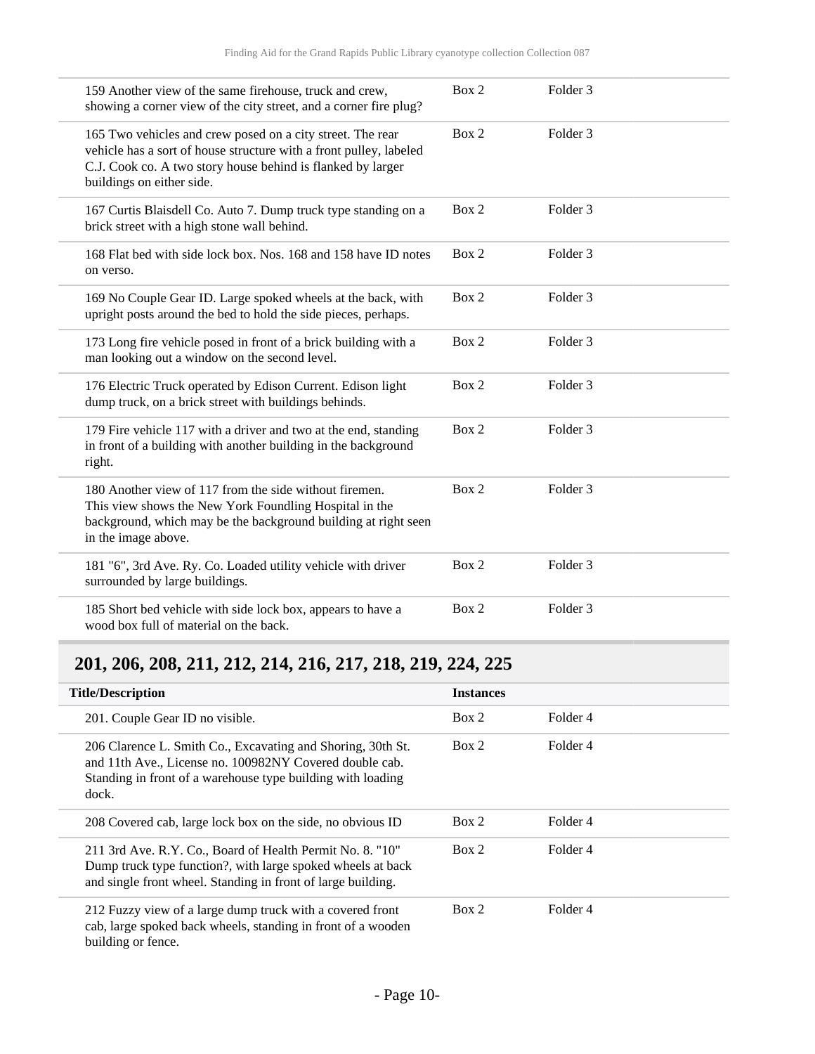| | | |
|---|---|---|
| 159 Another view of the same firehouse, truck and crew, showing a corner view of the city street, and a corner fire plug? | Box 2 | Folder 3 |
| 165 Two vehicles and crew posed on a city street. The rear vehicle has a sort of house structure with a front pulley, labeled C.J. Cook co. A two story house behind is flanked by larger buildings on either side. | Box 2 | Folder 3 |
| 167 Curtis Blaisdell Co. Auto 7. Dump truck type standing on a brick street with a high stone wall behind. | Box 2 | Folder 3 |
| 168 Flat bed with side lock box. Nos. 168 and 158 have ID notes on verso. | Box 2 | Folder 3 |
| 169 No Couple Gear ID. Large spoked wheels at the back, with upright posts around the bed to hold the side pieces, perhaps. | Box 2 | Folder 3 |
| 173 Long fire vehicle posed in front of a brick building with a man looking out a window on the second level. | Box 2 | Folder 3 |
| 176 Electric Truck operated by Edison Current. Edison light dump truck, on a brick street with buildings behinds. | Box 2 | Folder 3 |
| 179 Fire vehicle 117 with a driver and two at the end, standing in front of a building with another building in the background right. | Box 2 | Folder 3 |
| 180 Another view of 117 from the side without firemen. This view shows the New York Foundling Hospital in the background, which may be the background building at right seen in the image above. | Box 2 | Folder 3 |
| 181 "6", 3rd Ave. Ry. Co. Loaded utility vehicle with driver surrounded by large buildings. | Box 2 | Folder 3 |
| 185 Short bed vehicle with side lock box, appears to have a wood box full of material on the back. | Box 2 | Folder 3 |

## 201, 206, 208, 211, 212, 214, 216, 217, 218, 219, 224, 225

| Title/Description | Instances | |
|---|---|---|
| 201. Couple Gear ID no visible. | Box 2 | Folder 4 |
| 206 Clarence L. Smith Co., Excavating and Shoring, 30th St. and 11th Ave., License no. 100982NY Covered double cab. Standing in front of a warehouse type building with loading dock. | Box 2 | Folder 4 |
| 208 Covered cab, large lock box on the side, no obvious ID | Box 2 | Folder 4 |
| 211 3rd Ave. R.Y. Co., Board of Health Permit No. 8. "10" Dump truck type function?, with large spoked wheels at back and single front wheel. Standing in front of large building. | Box 2 | Folder 4 |
| 212 Fuzzy view of a large dump truck with a covered front cab, large spoked back wheels, standing in front of a wooden building or fence. | Box 2 | Folder 4 |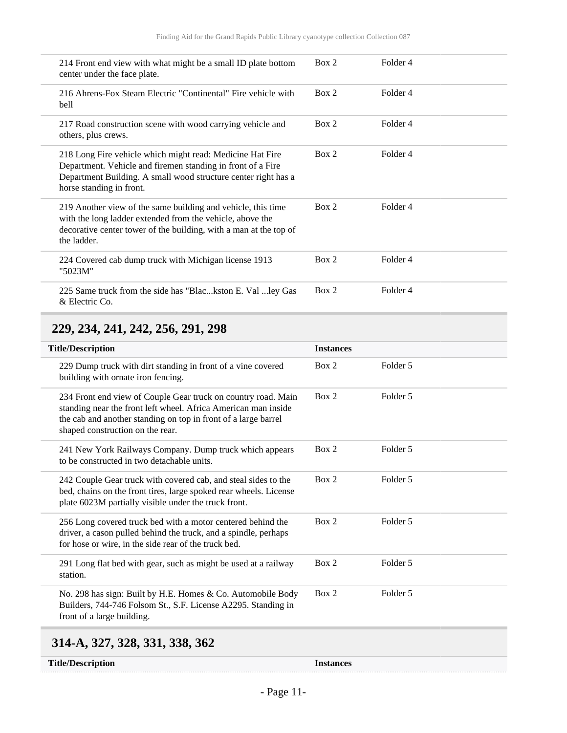| Title/Description | Instances | |
|---|---|---|
| 214 Front end view with what might be a small ID plate bottom center under the face plate. | Box 2 | Folder 4 |
| 216 Ahrens-Fox Steam Electric "Continental" Fire vehicle with bell | Box 2 | Folder 4 |
| 217 Road construction scene with wood carrying vehicle and others, plus crews. | Box 2 | Folder 4 |
| 218 Long Fire vehicle which might read: Medicine Hat Fire Department. Vehicle and firemen standing in front of a Fire Department Building. A small wood structure center right has a horse standing in front. | Box 2 | Folder 4 |
| 219 Another view of the same building and vehicle, this time with the long ladder extended from the vehicle, above the decorative center tower of the building, with a man at the top of the ladder. | Box 2 | Folder 4 |
| 224 Covered cab dump truck with Michigan license 1913 "5023M" | Box 2 | Folder 4 |
| 225 Same truck from the side has "Blac...kston E. Val ...ley Gas & Electric Co. | Box 2 | Folder 4 |

## 229, 234, 241, 242, 256, 291, 298

| Title/Description | Instances | |
|---|---|---|
| 229 Dump truck with dirt standing in front of a vine covered building with ornate iron fencing. | Box 2 | Folder 5 |
| 234 Front end view of Couple Gear truck on country road. Main standing near the front left wheel. Africa American man inside the cab and another standing on top in front of a large barrel shaped construction on the rear. | Box 2 | Folder 5 |
| 241 New York Railways Company. Dump truck which appears to be constructed in two detachable units. | Box 2 | Folder 5 |
| 242 Couple Gear truck with covered cab, and steal sides to the bed, chains on the front tires, large spoked rear wheels. License plate 6023M partially visible under the truck front. | Box 2 | Folder 5 |
| 256 Long covered truck bed with a motor centered behind the driver, a cason pulled behind the truck, and a spindle, perhaps for hose or wire, in the side rear of the truck bed. | Box 2 | Folder 5 |
| 291 Long flat bed with gear, such as might be used at a railway station. | Box 2 | Folder 5 |
| No. 298 has sign: Built by H.E. Homes & Co. Automobile Body Builders, 744-746 Folsom St., S.F. License A2295. Standing in front of a large building. | Box 2 | Folder 5 |

## 314-A, 327, 328, 331, 338, 362

| Title/Description | Instances |
|---|---|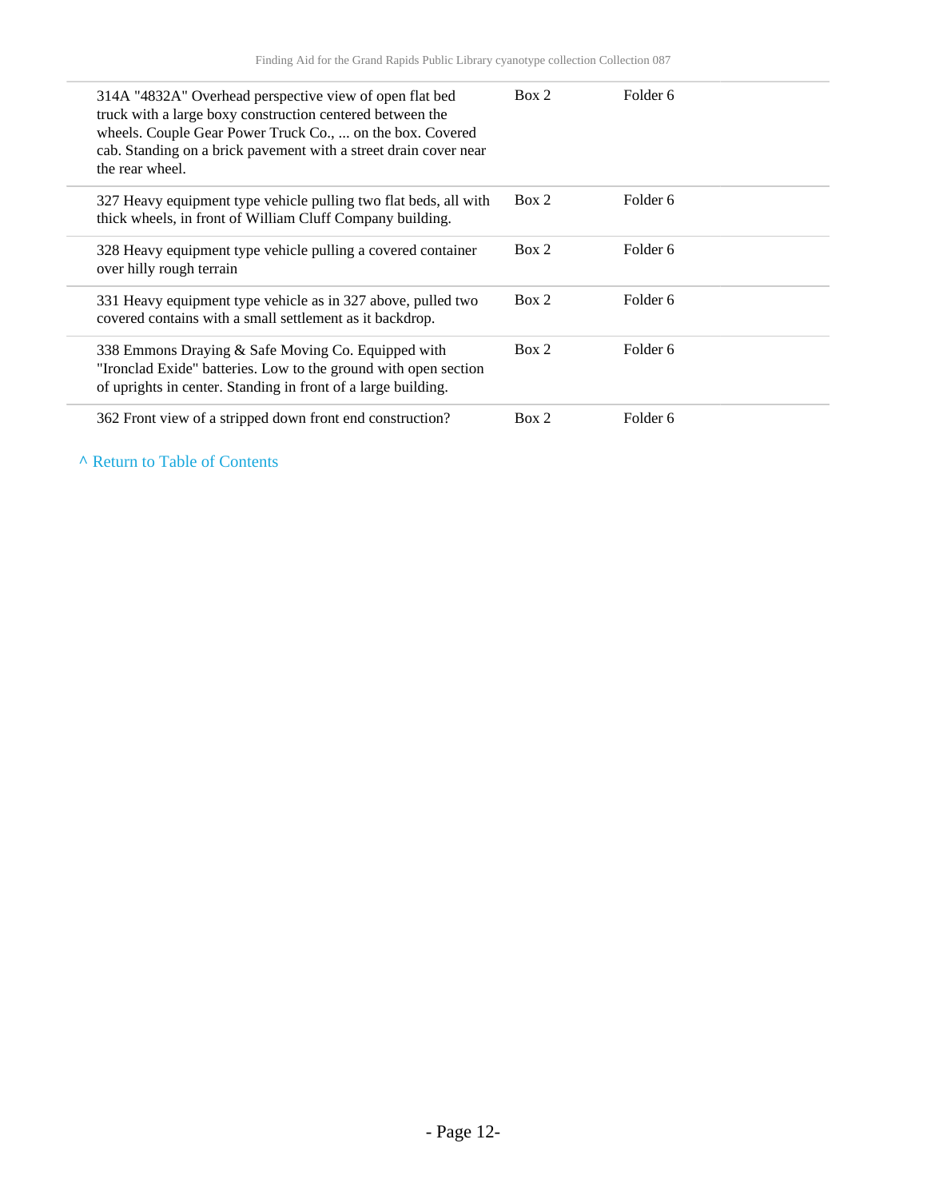| | | |
|---|---|---|
| 314A "4832A" Overhead perspective view of open flat bed truck with a large boxy construction centered between the wheels. Couple Gear Power Truck Co., ... on the box. Covered cab. Standing on a brick pavement with a street drain cover near the rear wheel. | Box 2 | Folder 6 |
| 327 Heavy equipment type vehicle pulling two flat beds, all with thick wheels, in front of William Cluff Company building. | Box 2 | Folder 6 |
| 328 Heavy equipment type vehicle pulling a covered container over hilly rough terrain | Box 2 | Folder 6 |
| 331 Heavy equipment type vehicle as in 327 above, pulled two covered contains with a small settlement as it backdrop. | Box 2 | Folder 6 |
| 338 Emmons Draying & Safe Moving Co. Equipped with "Ironclad Exide" batteries. Low to the ground with open section of uprights in center. Standing in front of a large building. | Box 2 | Folder 6 |
| 362 Front view of a stripped down front end construction? | Box 2 | Folder 6 |

^ Return to Table of Contents